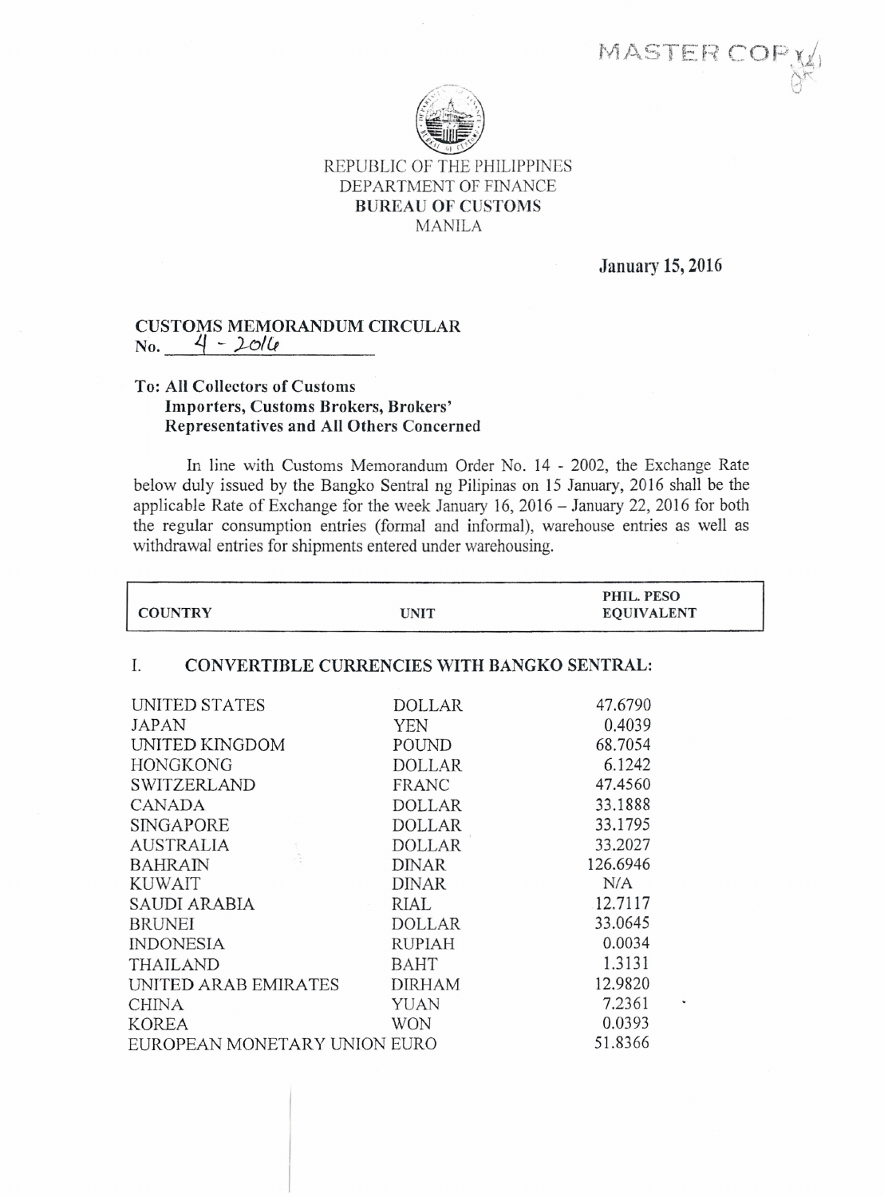MASTER COPY

REPUBLIC OF THE PHILIPPINES
DEPARTMENT OF FINANCE
**BUREAU OF CUSTOMS**
MANILA

**January 15, 2016**

**CUSTOMS MEMORANDUM CIRCULAR**
**No. 4 - 2016**

**To: All Collectors of Customs**
**Importers, Customs Brokers, Brokers' Representatives and All Others Concerned**

In line with Customs Memorandum Order No. 14 - 2002, the Exchange Rate below duly issued by the Bangko Sentral ng Pilipinas on 15 January, 2016 shall be the applicable Rate of Exchange for the week January 16, 2016 – January 22, 2016 for both the regular consumption entries (formal and informal), warehouse entries as well as withdrawal entries for shipments entered under warehousing.

| COUNTRY | UNIT | PHIL. PESO EQUIVALENT |
|---|---|---|
| **I. CONVERTIBLE CURRENCIES WITH BANGKO SENTRAL:** | | |
| UNITED STATES | DOLLAR | 47.6790 |
| JAPAN | YEN | 0.4039 |
| UNITED KINGDOM | POUND | 68.7054 |
| HONGKONG | DOLLAR | 6.1242 |
| SWITZERLAND | FRANC | 47.4560 |
| CANADA | DOLLAR | 33.1888 |
| SINGAPORE | DOLLAR | 33.1795 |
| AUSTRALIA | DOLLAR | 33.2027 |
| BAHRAIN | DINAR | 126.6946 |
| KUWAIT | DINAR | N/A |
| SAUDI ARABIA | RIAL | 12.7117 |
| BRUNEI | DOLLAR | 33.0645 |
| INDONESIA | RUPIAH | 0.0034 |
| THAILAND | BAHT | 1.3131 |
| UNITED ARAB EMIRATES | DIRHAM | 12.9820 |
| CHINA | YUAN | 7.2361 |
| KOREA | WON | 0.0393 |
| EUROPEAN MONETARY UNION | EURO | 51.8366 |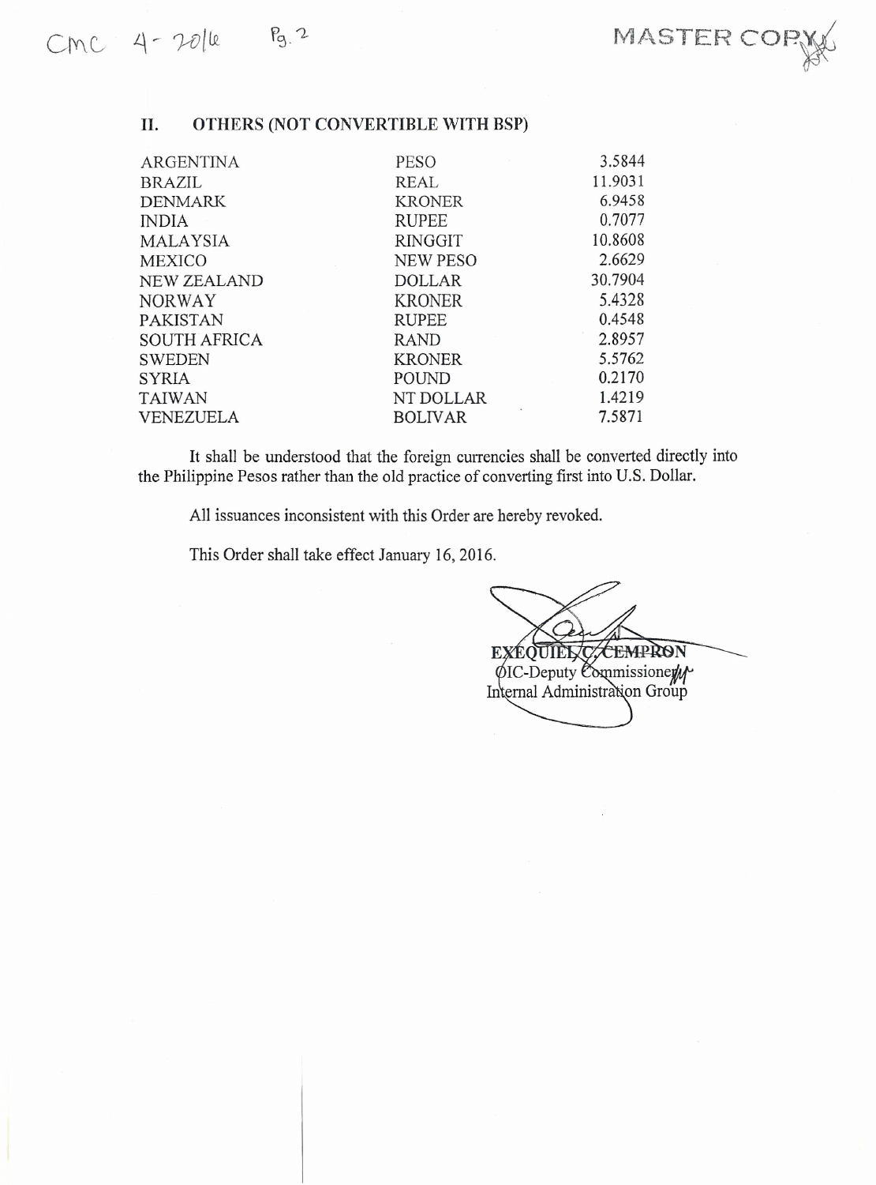## II. OTHERS (NOT CONVERTIBLE WITH BSP)

| | | |
|---|---|---|
| ARGENTINA | PESO | 3.5844 |
| BRAZIL | REAL | 11.9031 |
| DENMARK | KRONER | 6.9458 |
| INDIA | RUPEE | 0.7077 |
| MALAYSIA | RINGGIT | 10.8608 |
| MEXICO | NEW PESO | 2.6629 |
| NEW ZEALAND | DOLLAR | 30.7904 |
| NORWAY | KRONER | 5.4328 |
| PAKISTAN | RUPEE | 0.4548 |
| SOUTH AFRICA | RAND | 2.8957 |
| SWEDEN | KRONER | 5.5762 |
| SYRIA | POUND | 0.2170 |
| TAIWAN | NT DOLLAR | 1.4219 |
| VENEZUELA | BOLIVAR | 7.5871 |

It shall be understood that the foreign currencies shall be converted directly into the Philippine Pesos rather than the old practice of converting first into U.S. Dollar.

All issuances inconsistent with this Order are hereby revoked.

This Order shall take effect January 16, 2016.

**EXEQUIEL C. CEMPRON**
OIC-Deputy Commissioner
Internal Administration Group